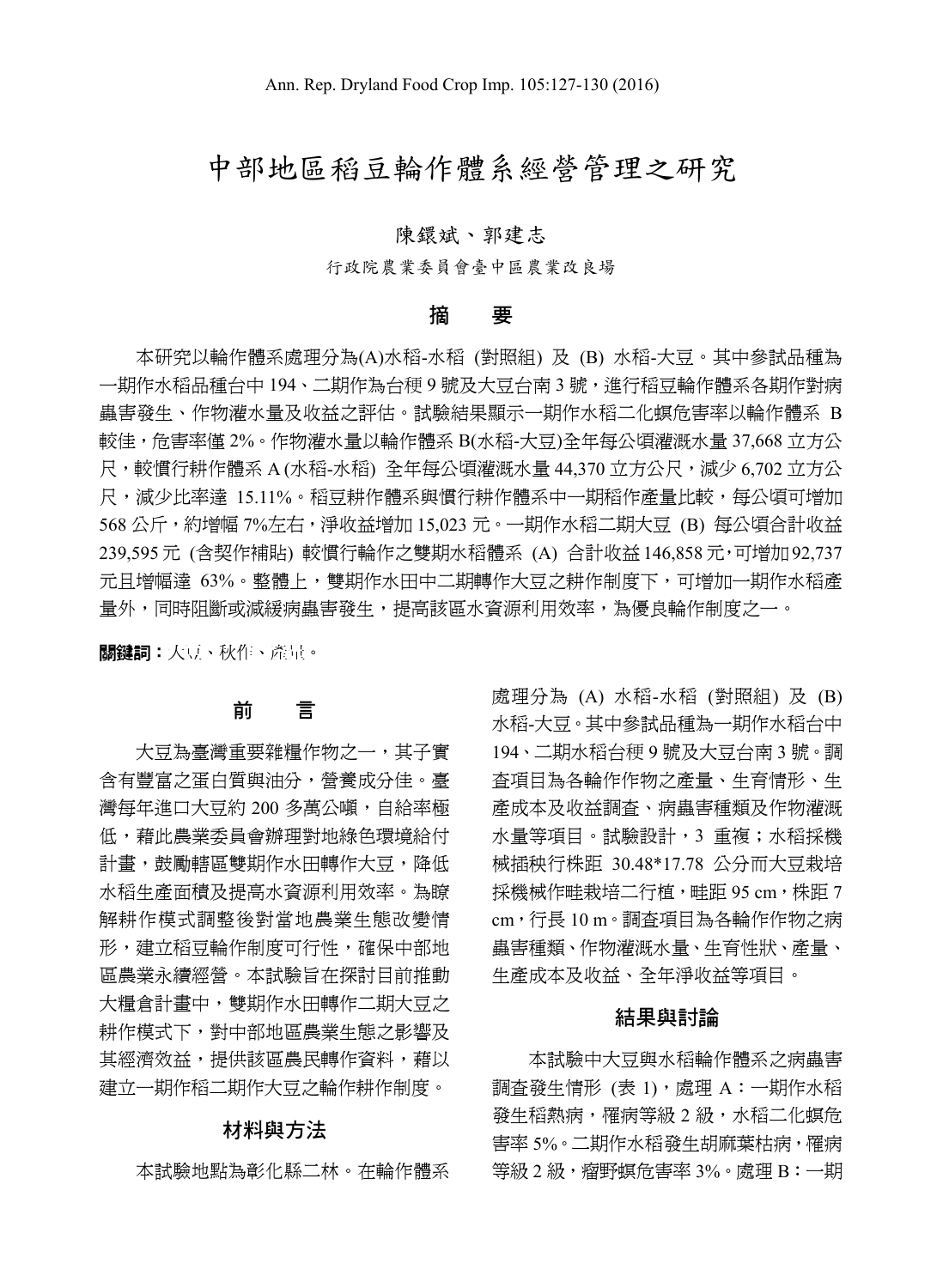# 中部地區稻豆輪作體系經營管理之研究

陳鐶斌、郭建志

行政院農業委員會臺中區農業改良場

## 摘　要

本研究以輪作體系處理分為(A)水稻-水稻 (對照組) 及 (B) 水稻-大豆。其中參試品種為一期作水稻品種台中 194、二期作為台稉 9 號及大豆台南 3 號，進行稻豆輪作體系各期作對病蟲害發生、作物灌水量及收益之評估。試驗結果顯示一期作水稻二化螟危害率以輪作體系 B 較佳，危害率僅 2%。作物灌水量以輪作體系 B(水稻-大豆)全年每公頃灌溉水量 37,668 立方公尺，較慣行耕作體系 A (水稻-水稻) 全年每公頃灌溉水量 44,370 立方公尺，減少 6,702 立方公尺，減少比率達 15.11%。稻豆耕作體系與慣行耕作體系中一期稻作產量比較，每公頃可增加 568 公斤，約增幅 7%左右，淨收益增加 15,023 元。一期作水稻二期大豆 (B) 每公頃合計收益 239,595 元 (含契作補貼) 較慣行輪作之雙期水稻體系 (A) 合計收益 146,858 元，可增加 92,737 元且增幅達 63%。整體上，雙期作水田中二期轉作大豆之耕作制度下，可增加一期作水稻產量外，同時阻斷或減緩病蟲害發生，提高該區水資源利用效率，為優良輪作制度之一。

**關鍵詞：**大豆、秋作、產量。

## 前　言

大豆為臺灣重要雜糧作物之一，其子實含有豐富之蛋白質與油分，營養成分佳。臺灣每年進口大豆約 200 多萬公噸，自給率極低，藉此農業委員會辦理對地綠色環境給付計畫，鼓勵轄區雙期作水田轉作大豆，降低水稻生產面積及提高水資源利用效率。為瞭解耕作模式調整後對當地農業生態改變情形，建立稻豆輪作制度可行性，確保中部地區農業永續經營。本試驗旨在探討目前推動大糧倉計畫中，雙期作水田轉作二期大豆之耕作模式下，對中部地區農業生態之影響及其經濟效益，提供該區農民轉作資料，藉以建立一期作稻二期作大豆之輪作耕作制度。

## 材料與方法

本試驗地點為彰化縣二林。在輪作體系處理分為 (A) 水稻-水稻 (對照組) 及 (B) 水稻-大豆。其中參試品種為一期作水稻台中 194、二期水稻台稉 9 號及大豆台南 3 號。調查項目為各輪作作物之產量、生育情形、生產成本及收益調查、病蟲害種類及作物灌溉水量等項目。試驗設計，3 重複；水稻採機械插秧行株距 30.48*17.78 公分而大豆栽培採機械作畦栽培二行植，畦距 95 cm，株距 7 cm，行長 10 m。調查項目為各輪作作物之病蟲害種類、作物灌溉水量、生育性狀、產量、生產成本及收益、全年淨收益等項目。

## 結果與討論

本試驗中大豆與水稻輪作體系之病蟲害調查發生情形 (表 1)，處理 A：一期作水稻發生稻熱病，罹病等級 2 級，水稻二化螟危害率 5%。二期作水稻發生胡麻葉枯病，罹病等級 2 級，瘤野螟危害率 3%。處理 B：一期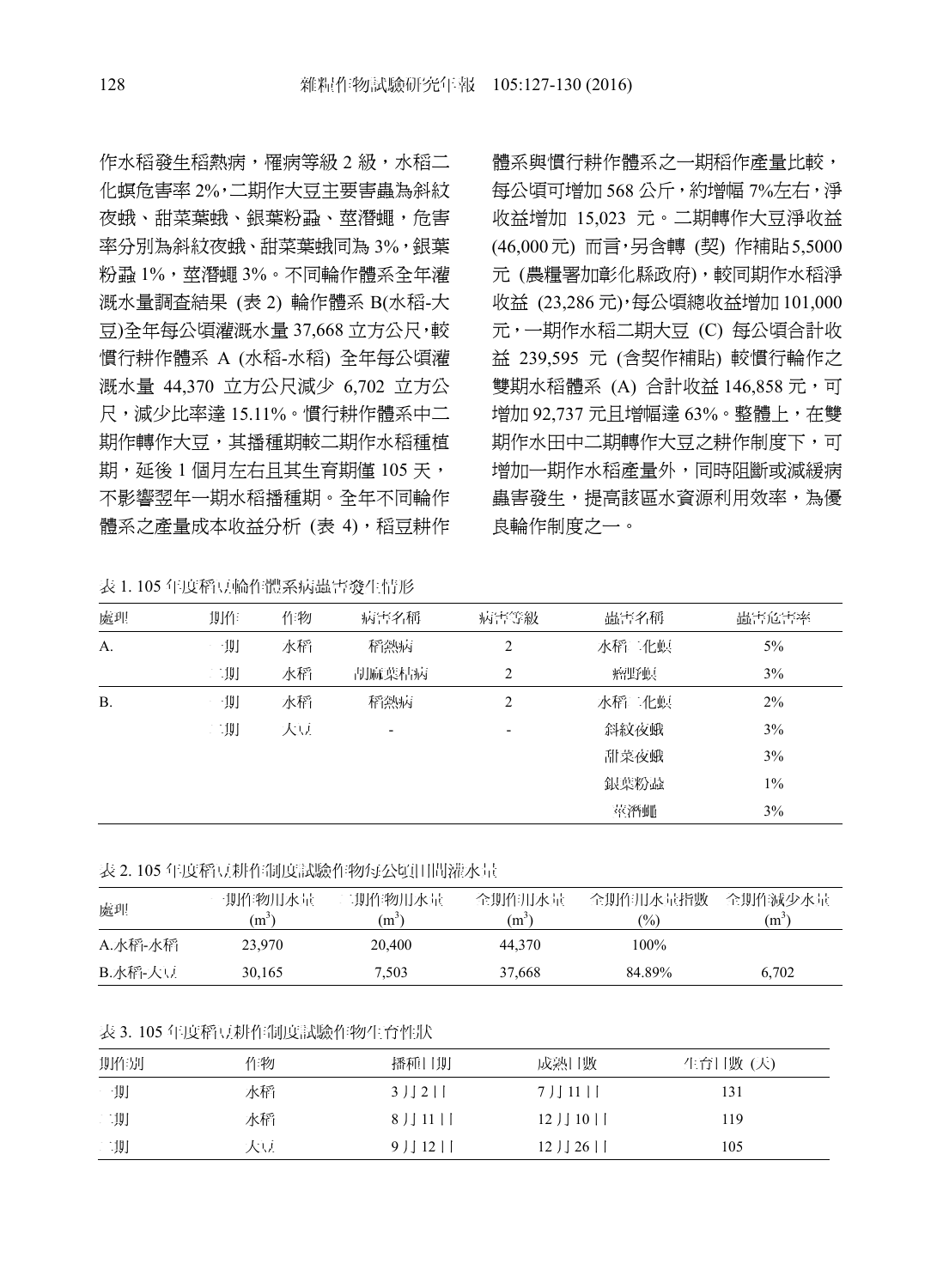作水稻發生稻熱病，罹病等級 2 級，水稻二化螟危害率 2%，二期作大豆主要害蟲為斜紋夜蛾、甜菜葉蛾、銀葉粉蝨、莖潛蠅，危害率分別為斜紋夜蛾、甜菜葉蛾同為 3%，銀葉粉蝨 1%，莖潛蠅 3%。不同輪作體系全年灌溉水量調查結果 (表 2) 輪作體系 B(水稻-大豆)全年每公頃灌溉水量 37,668 立方公尺，較慣行耕作體系 A (水稻-水稻) 全年每公頃灌溉水量 44,370 立方公尺減少 6,702 立方公尺，減少比率達 15.11%。慣行耕作體系中二期作轉作大豆，其播種期較二期作水稻種植期，延後 1 個月左右且其生育期僅 105 天，不影響翌年一期水稻播種期。全年不同輪作體系之產量成本收益分析 (表 4)，稻豆耕作體系與慣行耕作體系之一期稻作產量比較，每公頃可增加 568 公斤，約增幅 7%左右，淨收益增加 15,023 元。二期轉作大豆淨收益 (46,000 元) 而言，另含轉 (契) 作補貼 5,5000 元 (農糧署加彰化縣政府)，較同期作水稻淨收益 (23,286 元)，每公頃總收益增加 101,000 元，一期作水稻二期大豆 (C) 每公頃合計收益 239,595 元 (含契作補貼) 較慣行輪作之雙期水稻體系 (A) 合計收益 146,858 元，可增加 92,737 元且增幅達 63%。整體上，在雙期作水田中二期轉作大豆之耕作制度下，可增加一期作水稻產量外，同時阻斷或減緩病蟲害發生，提高該區水資源利用效率，為優良輪作制度之一。

表 1. 105 年度稻豆輪作體系病蟲害發生情形

| 處理 | 期作 | 作物 | 病害名稱 | 病害等級 | 蟲害名稱 | 蟲害危害率 |
|---|---|---|---|---|---|---|
| A. | 一期 | 水稻 | 稻熱病 | 2 | 水稻二化螟 | 5% |
| | 二期 | 水稻 | 胡麻葉枯病 | 2 | 縱捲野螟 | 3% |
| B. | 一期 | 水稻 | 稻熱病 | 2 | 水稻二化螟 | 2% |
| | 二期 | 大豆 | - | - | 斜紋夜蛾 | 3% |
| | | | | | 甜菜夜蛾 | 3% |
| | | | | | 銀葉粉蝨 | 1% |
| | | | | | 莖潛蠅 | 3% |

表 2. 105 年度稻豆耕作制度試驗作物每公頃田間灌水量

| 處理 | 一期作物用水量 ($m^3$) | 二期作物用水量 ($m^3$) | 全期作用水量 ($m^3$) | 全期作用水量指數 (%) | 全期作減少水量 ($m^3$) |
|---|---|---|---|---|---|
| A.水稻-水稻 | 23,970 | 20,400 | 44,370 | 100% | |
| B.水稻-大豆 | 30,165 | 7,503 | 37,668 | 84.89% | 6,702 |

表 3. 105 年度稻豆耕作制度試驗作物生育性狀

| 期作別 | 作物 | 播種日期 | 成熟日數 | 生育日數 (天) |
|---|---|---|---|---|
| 一期 | 水稻 | 3 月 2 日 | 7 月 11 日 | 131 |
| 二期 | 水稻 | 8 月 11 日 | 12 月 10 日 | 119 |
| 二期 | 大豆 | 9 月 12 日 | 12 月 26 日 | 105 |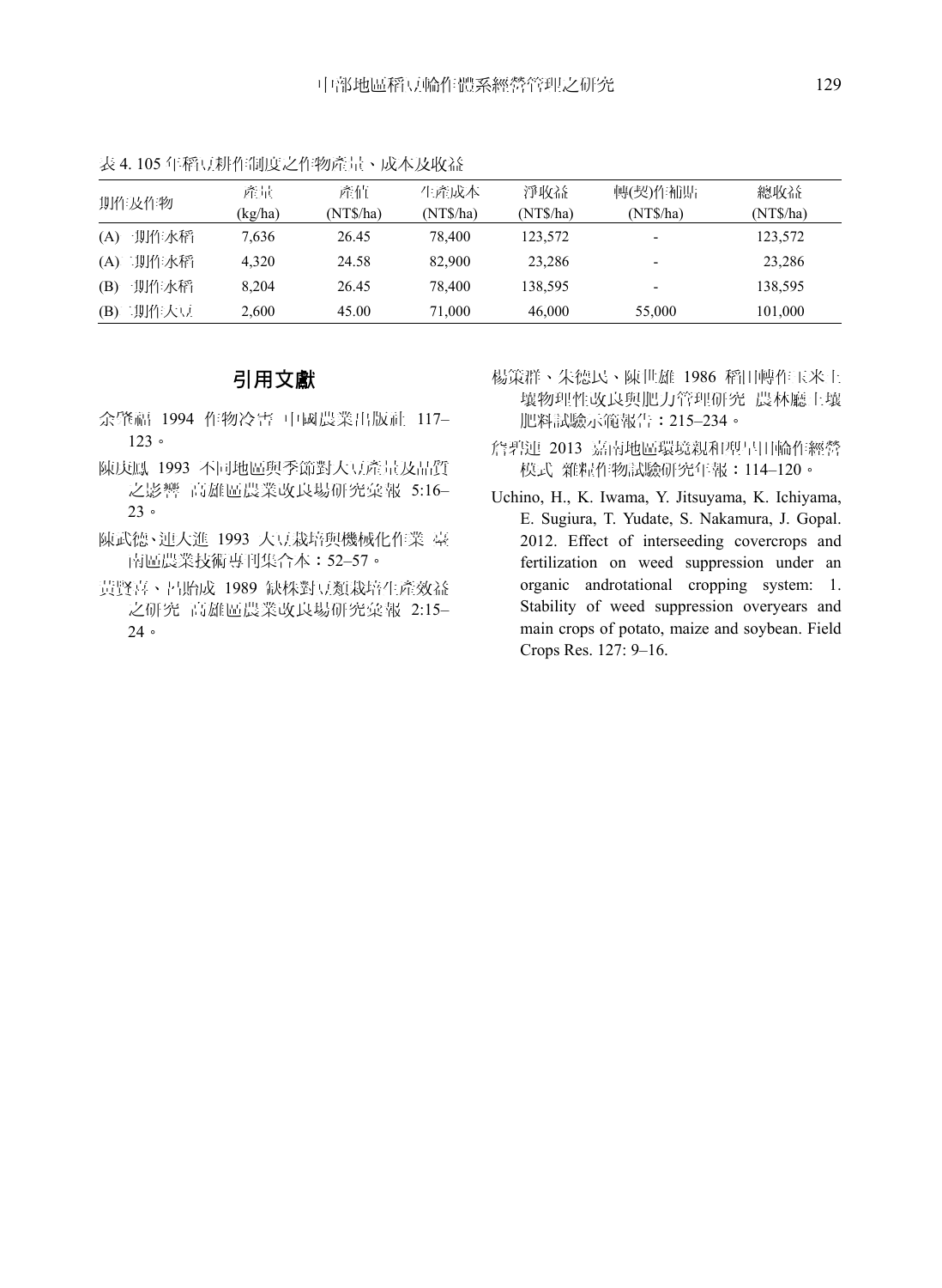表 4. 105 年稻豆耕作制度之作物產量、成本及收益

| 期作及作物 | 產量 (kg/ha) | 產值 (NT$/ha) | 生產成本 (NT$/ha) | 淨收益 (NT$/ha) | 轉(契)作補貼 (NT$/ha) | 總收益 (NT$/ha) |
|---|---|---|---|---|---|---|
| (A) 一期作水稻 | 7,636 | 26.45 | 78,400 | 123,572 | - | 123,572 |
| (A) 二期作水稻 | 4,320 | 24.58 | 82,900 | 23,286 | - | 23,286 |
| (B) 一期作水稻 | 8,204 | 26.45 | 78,400 | 138,595 | - | 138,595 |
| (B) 二期作大豆 | 2,600 | 45.00 | 71,000 | 46,000 | 55,000 | 101,000 |

## 引用文獻

余肇福 1994 作物冷害 中國農業出版社 117–123。

陳庚凰 1993 不同地區與季節對大豆產量及品質之影響 高雄區農業改良場研究彙報 5:16–23。

陳武德、連大進 1993 大豆栽培與機械化作業 臺南區農業技術專刊集合本：52–57。

黃賢喜、呂貽成 1989 缺株對豆類栽培生產效益之研究 高雄區農業改良場研究彙報 2:15–24。

楊策群、朱德民、陳世雄 1986 稻田轉作玉米土壤物理性改良與肥力管理研究 農林廳土壤肥料試驗示範報告：215–234。

詹碧連 2013 嘉南地區環境親和型旱田輪作經營模式 雜糧作物試驗研究年報：114–120。

Uchino, H., K. Iwama, Y. Jitsuyama, K. Ichiyama, E. Sugiura, T. Yudate, S. Nakamura, J. Gopal. 2012. Effect of interseeding covercrops and fertilization on weed suppression under an organic androtational cropping system: 1. Stability of weed suppression overyears and main crops of potato, maize and soybean. Field Crops Res. 127: 9–16.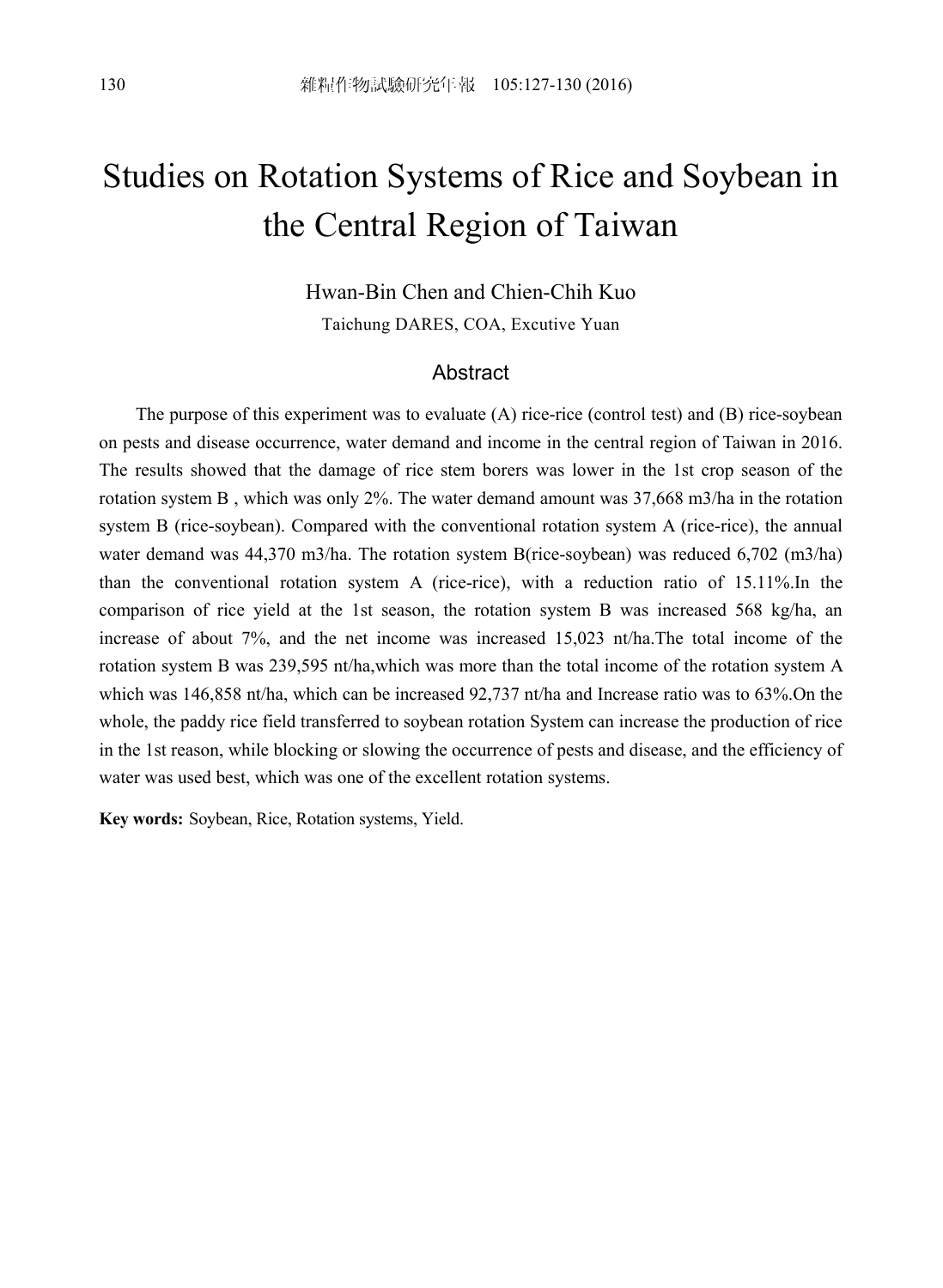# Studies on Rotation Systems of Rice and Soybean in the Central Region of Taiwan

Hwan-Bin Chen and Chien-Chih Kuo

Taichung DARES, COA, Excutive Yuan

## Abstract

The purpose of this experiment was to evaluate (A) rice-rice (control test) and (B) rice-soybean on pests and disease occurrence, water demand and income in the central region of Taiwan in 2016. The results showed that the damage of rice stem borers was lower in the 1st crop season of the rotation system B , which was only 2%. The water demand amount was 37,668 m3/ha in the rotation system B (rice-soybean). Compared with the conventional rotation system A (rice-rice), the annual water demand was 44,370 m3/ha. The rotation system B(rice-soybean) was reduced 6,702 (m3/ha) than the conventional rotation system A (rice-rice), with a reduction ratio of 15.11%.In the comparison of rice yield at the 1st season, the rotation system B was increased 568 kg/ha, an increase of about 7%, and the net income was increased 15,023 nt/ha.The total income of the rotation system B was 239,595 nt/ha,which was more than the total income of the rotation system A which was 146,858 nt/ha, which can be increased 92,737 nt/ha and Increase ratio was to 63%.On the whole, the paddy rice field transferred to soybean rotation System can increase the production of rice in the 1st reason, while blocking or slowing the occurrence of pests and disease, and the efficiency of water was used best, which was one of the excellent rotation systems.

**Key words:** Soybean, Rice, Rotation systems, Yield.